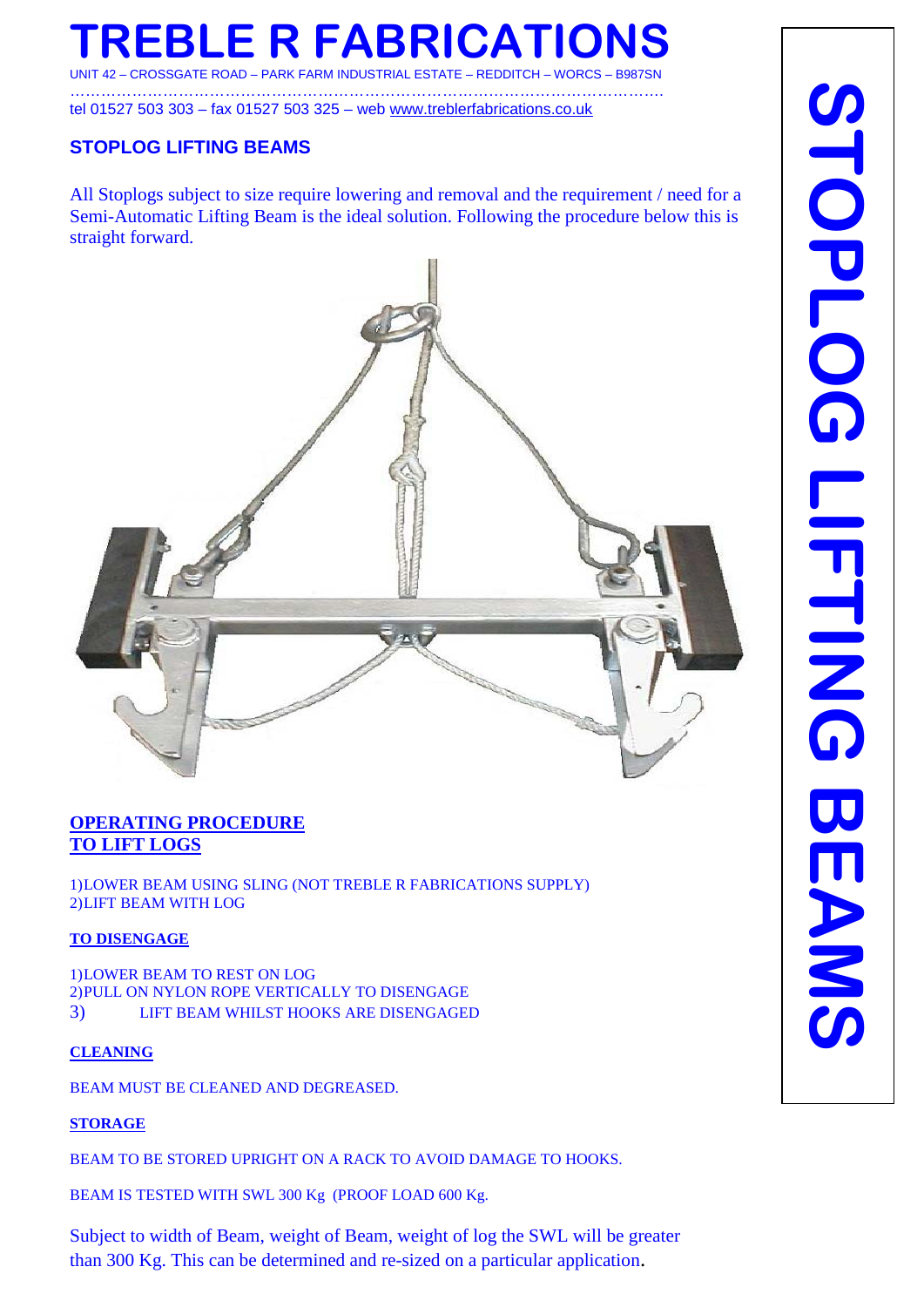# TREBLE R FABRICATIONS

UNIT 42 – CROSSGATE ROAD – PARK FARM INDUSTRIAL ESTATE – REDDITCH – WORCS – B987SN

tel 01527 503 303 – fax 01527 503 325 – web www.treblerfabrications.co.uk

## STOPLOG LIFTING BEAMS

All Stoplogs subject to size require lowering and removal and the requirement / need for a Semi-Automatic Lifting Beam is the ideal solution. Following the procedure below this is straight forward.

### OPERATING PROCEDURE
### TO LIFT LOGS

1)LOWER BEAM USING SLING (NOT TREBLE R FABRICATIONS SUPPLY)
2)LIFT BEAM WITH LOG

### TO DISENGAGE

1)LOWER BEAM TO REST ON LOG
2)PULL ON NYLON ROPE VERTICALLY TO DISENGAGE
3) LIFT BEAM WHILST HOOKS ARE DISENGAGED

### CLEANING

BEAM MUST BE CLEANED AND DEGREASED.

### STORAGE

BEAM TO BE STORED UPRIGHT ON A RACK TO AVOID DAMAGE TO HOOKS.

BEAM IS TESTED WITH SWL 300 Kg (PROOF LOAD 600 Kg.

Subject to width of Beam, weight of Beam, weight of log the SWL will be greater than 300 Kg. This can be determined and re-sized on a particular application.

STOPLOG LIFTING BEAMS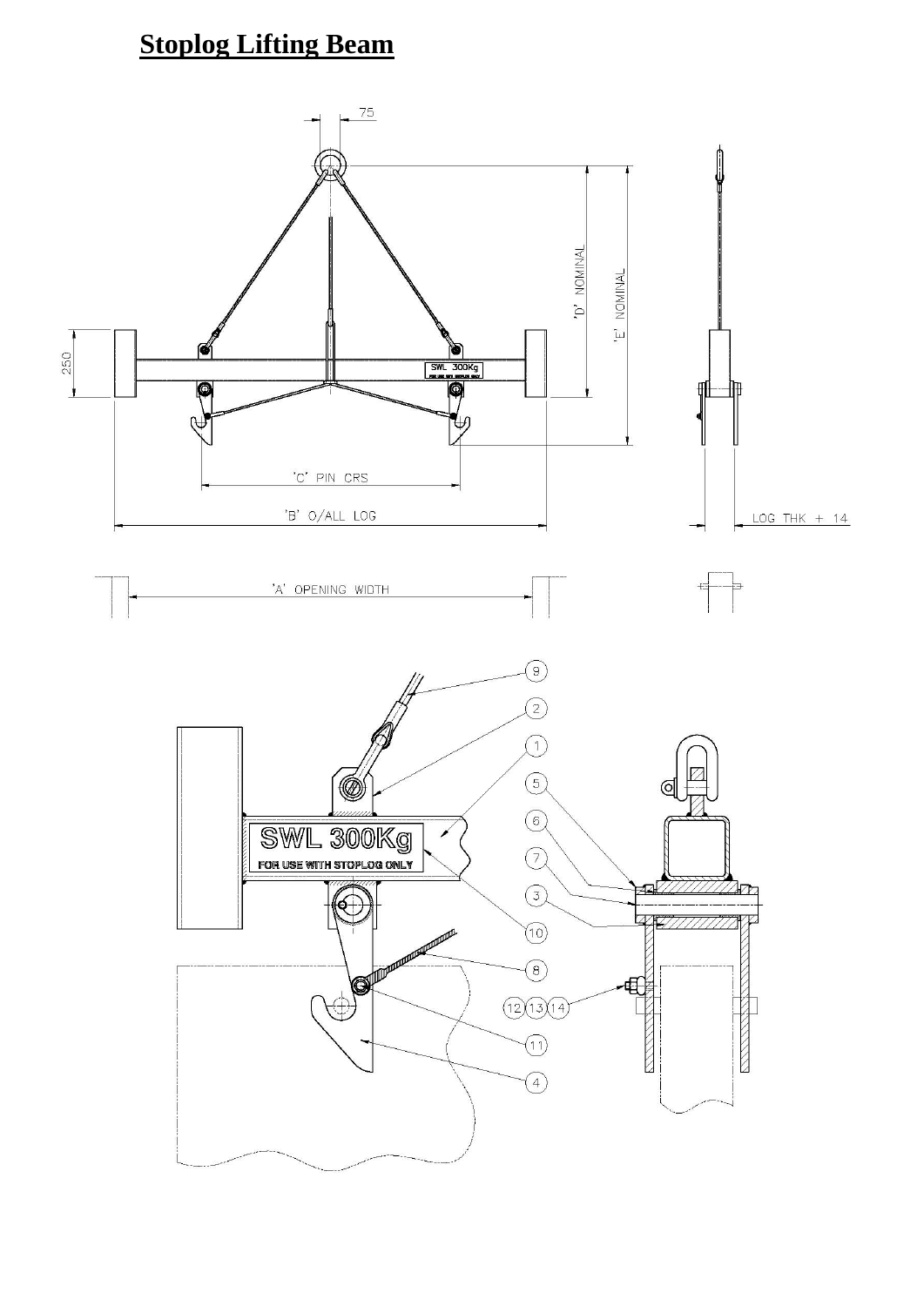# Stoplog Lifting Beam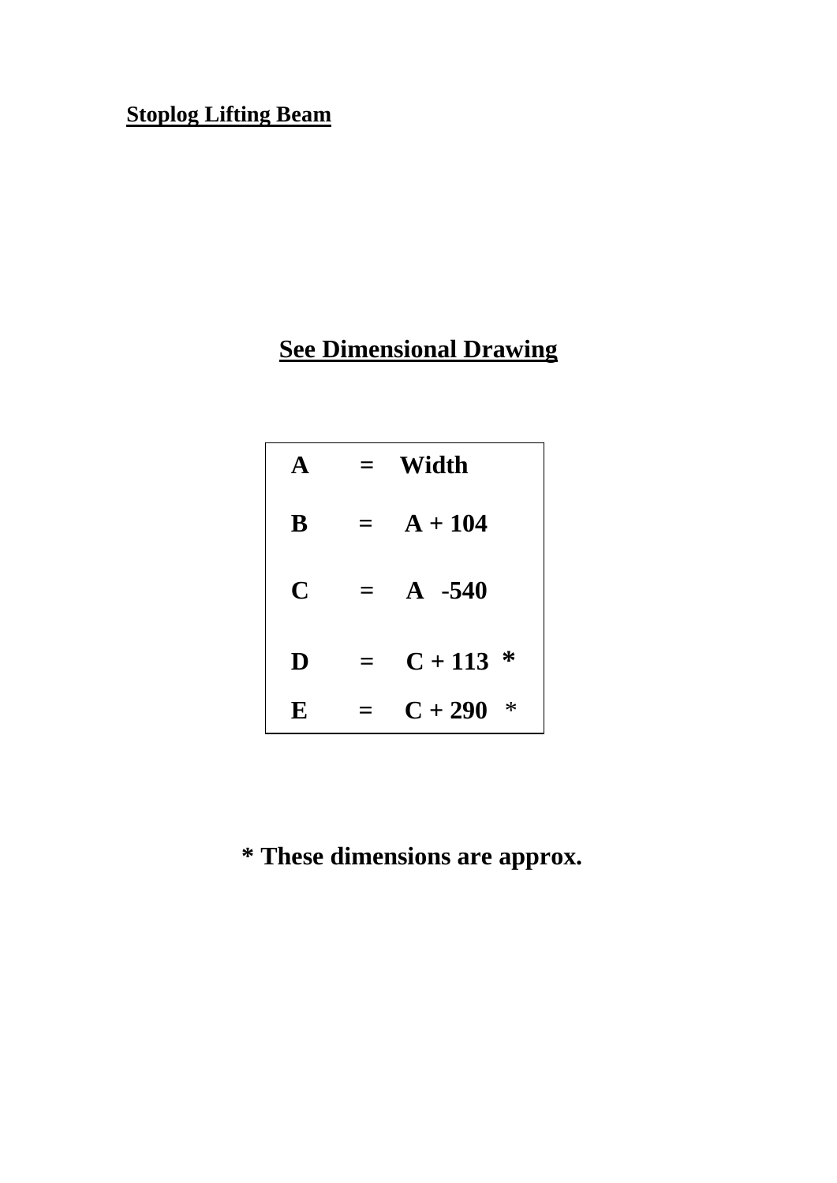**Stoplog Lifting Beam**

**See Dimensional Drawing**

| | | |
|---|---|---|
| **A** | **=** | **Width** |
| **B** | **=** | **A + 104** |
| **C** | **=** | **A -540** |
| **D** | **=** | **C + 113 *** |
| **E** | **=** | **C + 290 *** |

**\* These dimensions are approx.**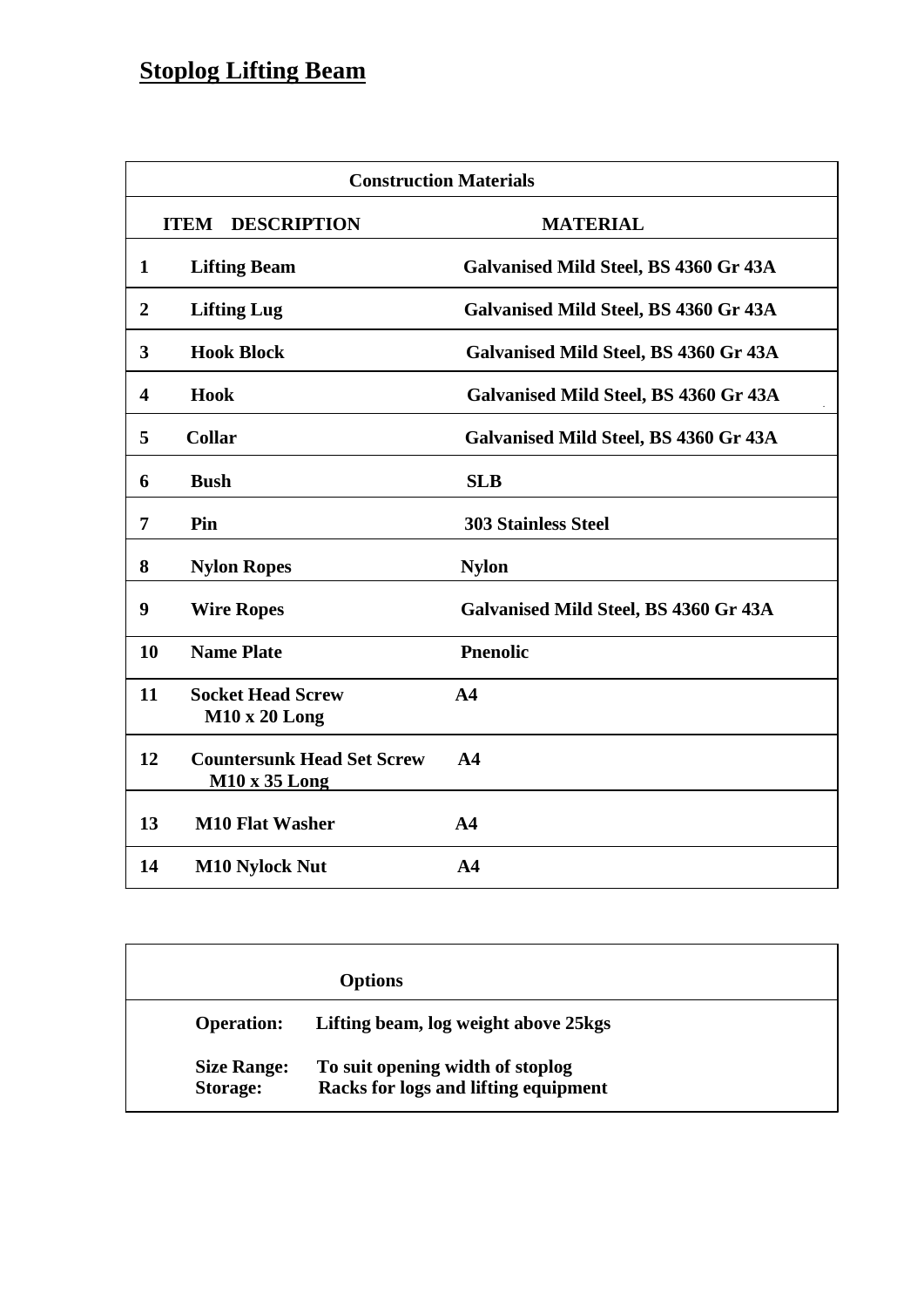# Stoplog Lifting Beam

| Construction Materials | | |
|---|---|---|
| **ITEM** | **DESCRIPTION** | **MATERIAL** |
| 1 | Lifting Beam | Galvanised Mild Steel, BS 4360 Gr 43A |
| 2 | Lifting Lug | Galvanised Mild Steel, BS 4360 Gr 43A |
| 3 | Hook Block | Galvanised Mild Steel, BS 4360 Gr 43A |
| 4 | Hook | Galvanised Mild Steel, BS 4360 Gr 43A |
| 5 | Collar | Galvanised Mild Steel, BS 4360 Gr 43A |
| 6 | Bush | SLB |
| 7 | Pin | 303 Stainless Steel |
| 8 | Nylon Ropes | Nylon |
| 9 | Wire Ropes | Galvanised Mild Steel, BS 4360 Gr 43A |
| 10 | Name Plate | Pnenolic |
| 11 | Socket Head Screw M10 x 20 Long | A4 |
| 12 | Countersunk Head Set Screw M10 x 35 Long | A4 |
| 13 | M10 Flat Washer | A4 |
| 14 | M10 Nylock Nut | A4 |

| Options | |
|---|---|
| **Operation:** | **Lifting beam, log weight above 25kgs** |
| **Size Range:** | **To suit opening width of stoplog** |
| **Storage:** | **Racks for logs and lifting equipment** |